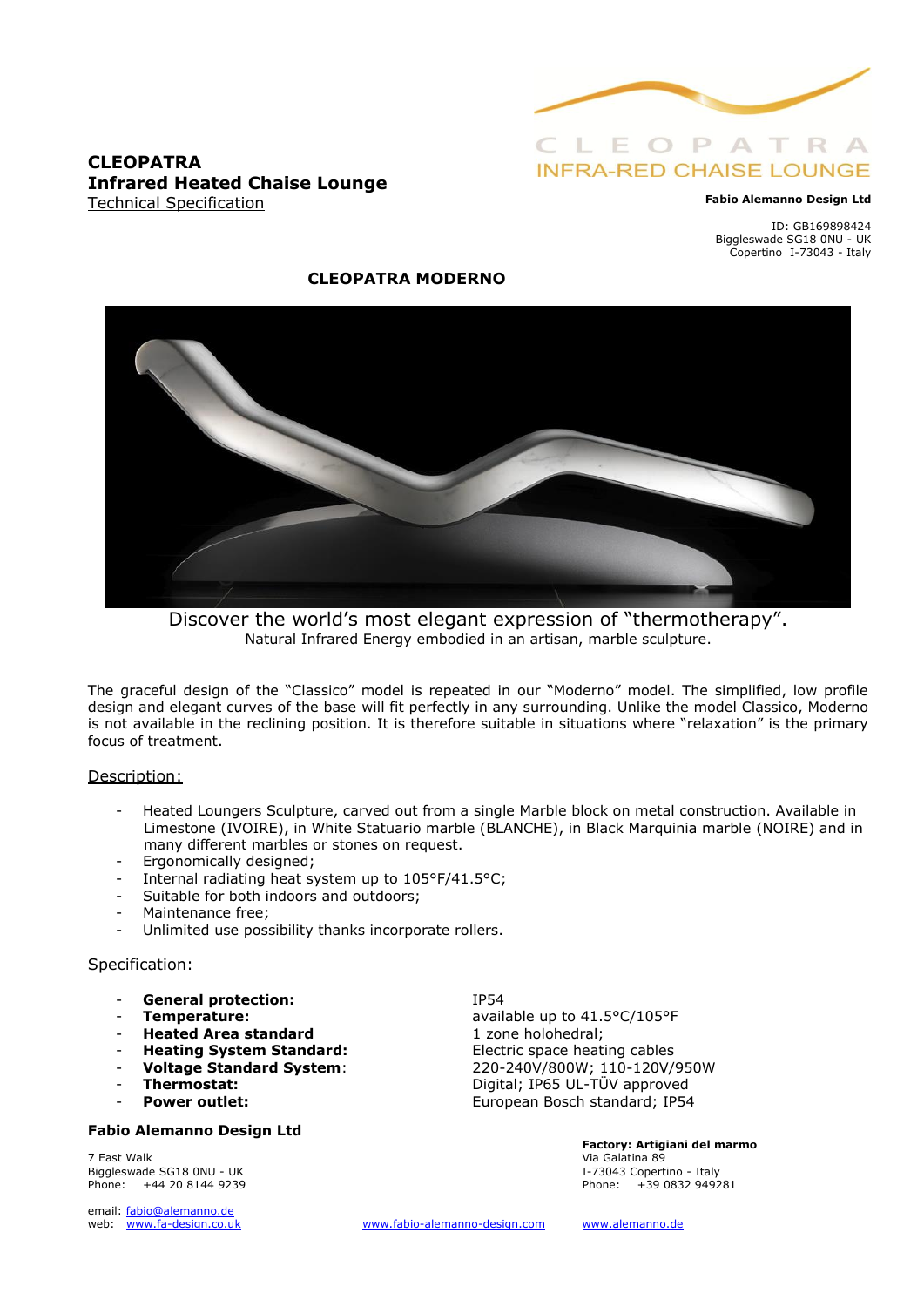# CLEOPATRA
## Infrared Heated Chaise Lounge
Technical Specification

CLEOPATRA
INFRA-RED CHAISE LOUNGE

**Fabio Alemanno Design Ltd**

ID: GB169898424
Biggleswade SG18 0NU - UK
Copertino I-73043 - Italy

## CLEOPATRA MODERNO

Discover the world's most elegant expression of "thermotherapy".
Natural Infrared Energy embodied in an artisan, marble sculpture.

The graceful design of the "Classico" model is repeated in our "Moderno" model. The simplified, low profile design and elegant curves of the base will fit perfectly in any surrounding. Unlike the model Classico, Moderno is not available in the reclining position. It is therefore suitable in situations where "relaxation" is the primary focus of treatment.

### Description:

- Heated Loungers Sculpture, carved out from a single Marble block on metal construction. Available in Limestone (IVOIRE), in White Statuario marble (BLANCHE), in Black Marquinia marble (NOIRE) and in many different marbles or stones on request.
- Ergonomically designed;
- Internal radiating heat system up to 105°F/41.5°C;
- Suitable for both indoors and outdoors;
- Maintenance free;
- Unlimited use possibility thanks incorporate rollers.

### Specification:

- **General protection:** IP54
- **Temperature:** available up to 41.5°C/105°F
- **Heated Area standard** 1 zone holohedral;
- **Heating System Standard:** Electric space heating cables
- **Voltage Standard System**: 220-240V/800W; 110-120V/950W
- **Thermostat:** Digital; IP65 UL-TÜV approved
- **Power outlet:** European Bosch standard; IP54

**Fabio Alemanno Design Ltd**

7 East Walk
Biggleswade SG18 0NU - UK
Phone: +44 20 8144 9239

email: fabio@alemanno.de
web: www.fa-design.co.uk

www.fabio-alemanno-design.com

**Factory: Artigiani del marmo**
Via Galatina 89
I-73043 Copertino - Italy
Phone: +39 0832 949281

www.alemanno.de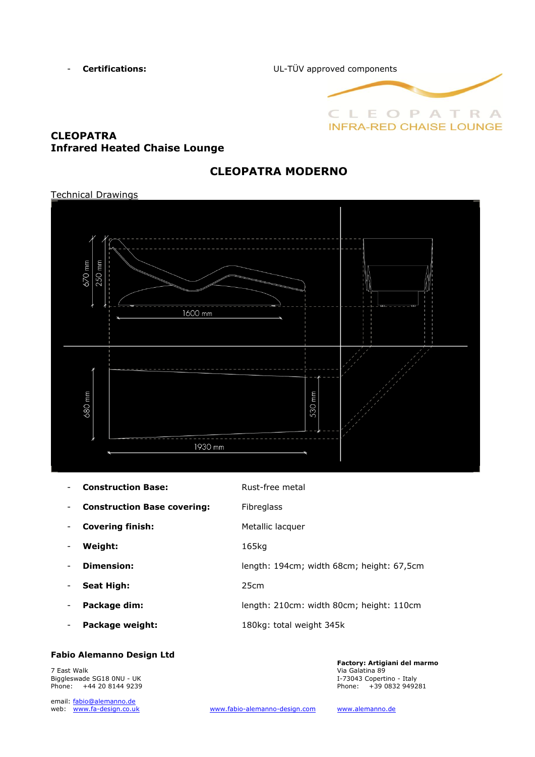- **Certifications:** UL-TÜV approved components

CLEOPATRA
INFRA-RED CHAISE LOUNGE

**CLEOPATRA**
**Infrared Heated Chaise Lounge**

## CLEOPATRA MODERNO

Technical Drawings

670 mm
250 mm
1600 mm
680 mm
530 mm
1930 mm

- **Construction Base:** Rust-free metal
- **Construction Base covering:** Fibreglass
- **Covering finish:** Metallic lacquer
- **Weight:** 165kg
- **Dimension:** length: 194cm; width 68cm; height: 67,5cm
- **Seat High:** 25cm
- **Package dim:** length: 210cm: width 80cm; height: 110cm
- **Package weight:** 180kg: total weight 345k

**Fabio Alemanno Design Ltd**

7 East Walk
Biggleswade SG18 0NU - UK
Phone: +44 20 8144 9239

email: fabio@alemanno.de
web: www.fa-design.co.uk

www.fabio-alemanno-design.com

**Factory: Artigiani del marmo**
Via Galatina 89
I-73043 Copertino - Italy
Phone: +39 0832 949281

www.alemanno.de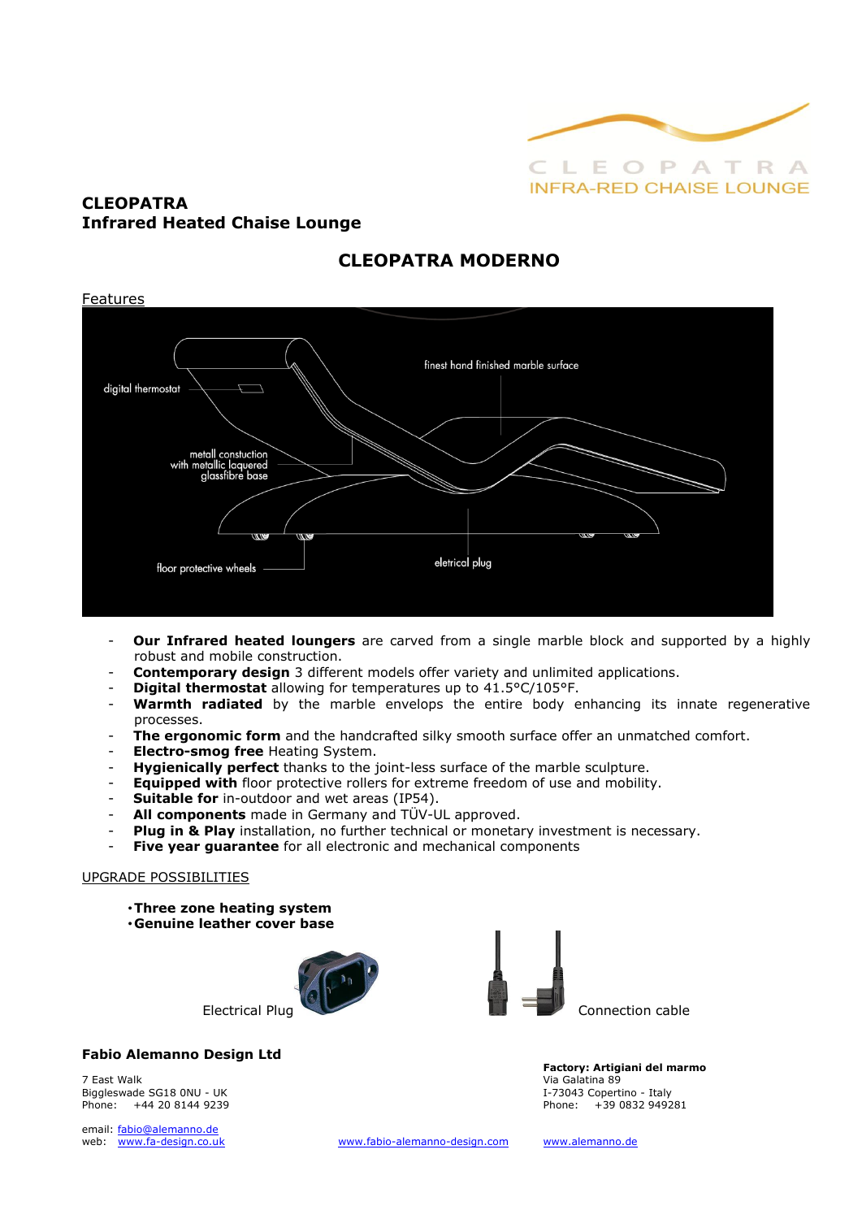CLEOPATRA
INFRA-RED CHAISE LOUNGE

# CLEOPATRA
## Infrared Heated Chaise Lounge

## CLEOPATRA MODERNO

Features

digital thermostat

finest hand finished marble surface

metall constuction with metallic laquered glassfibre base

floor protective wheels

eletrical plug

- **Our Infrared heated loungers** are carved from a single marble block and supported by a highly robust and mobile construction.
- **Contemporary design** 3 different models offer variety and unlimited applications.
- **Digital thermostat** allowing for temperatures up to 41.5°C/105°F.
- **Warmth radiated** by the marble envelops the entire body enhancing its innate regenerative processes.
- **The ergonomic form** and the handcrafted silky smooth surface offer an unmatched comfort.
- **Electro-smog free** Heating System.
- **Hygienically perfect** thanks to the joint-less surface of the marble sculpture.
- **Equipped with** floor protective rollers for extreme freedom of use and mobility.
- **Suitable for** in-outdoor and wet areas (IP54).
- **All components** made in Germany and TÜV-UL approved.
- **Plug in & Play** installation, no further technical or monetary investment is necessary.
- **Five year guarantee** for all electronic and mechanical components

UPGRADE POSSIBILITIES

- **Three zone heating system**
- **Genuine leather cover base**

Electrical Plug

Connection cable

**Fabio Alemanno Design Ltd**

7 East Walk
Biggleswade SG18 0NU - UK
Phone: +44 20 8144 9239

email: fabio@alemanno.de
web: www.fa-design.co.uk

www.fabio-alemanno-design.com

**Factory: Artigiani del marmo**
Via Galatina 89
I-73043 Copertino - Italy
Phone: +39 0832 949281

www.alemanno.de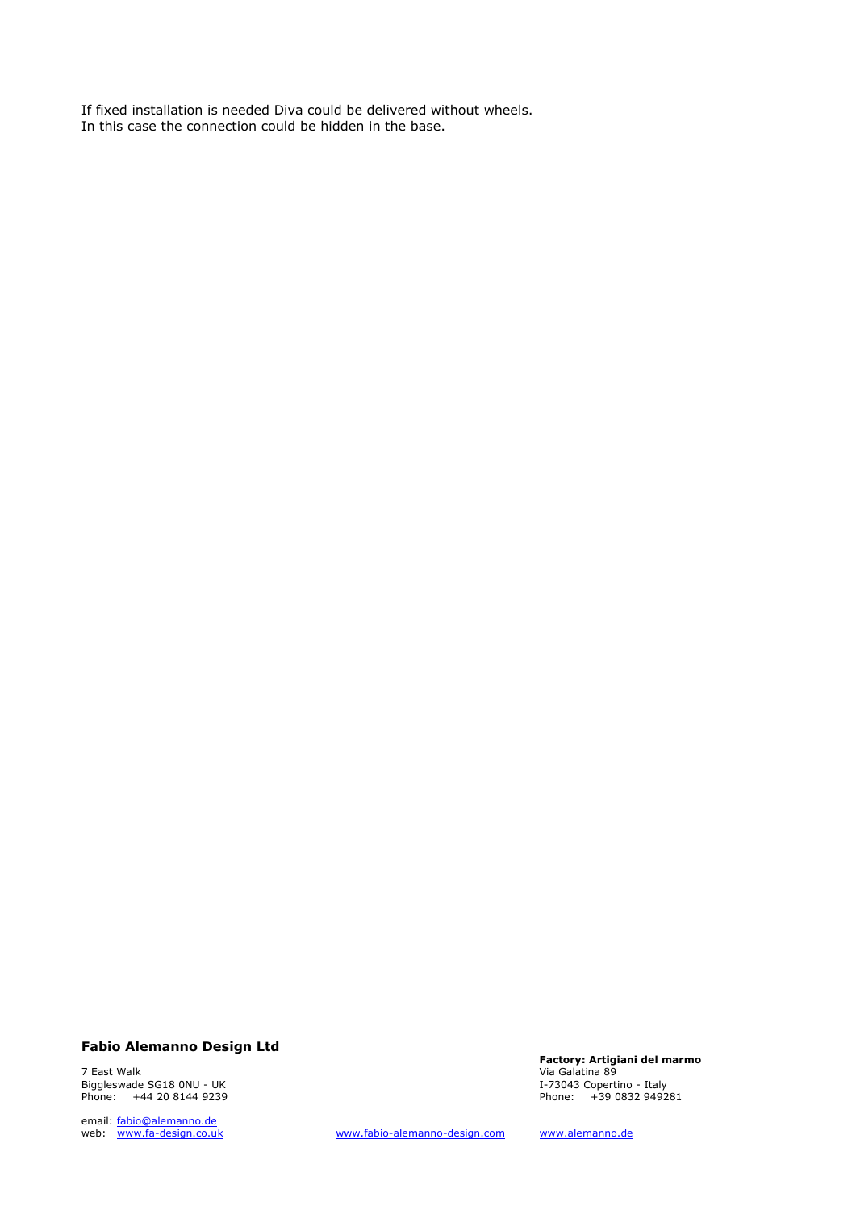If fixed installation is needed Diva could be delivered without wheels.
In this case the connection could be hidden in the base.

**Fabio Alemanno Design Ltd**

7 East Walk
Biggleswade SG18 0NU - UK
Phone: +44 20 8144 9239

email: fabio@alemanno.de
web: www.fa-design.co.uk

www.fabio-alemanno-design.com

**Factory: Artigiani del marmo**
Via Galatina 89
I-73043 Copertino - Italy
Phone: +39 0832 949281

www.alemanno.de